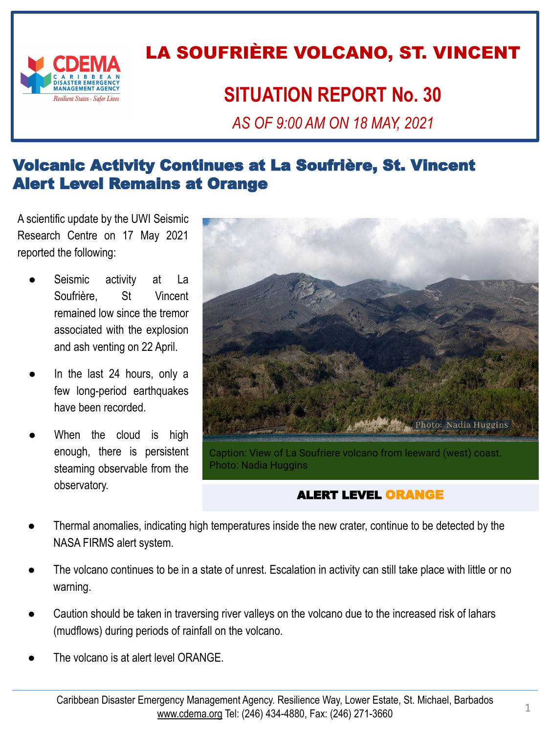# LA SOUFRIÈRE VOLCANO, ST. VINCENT

## SITUATION REPORT No. 30

*AS OF 9:00 AM ON 18 MAY, 2021*

## Volcanic Activity Continues at La Soufrière, St. Vincent Alert Level Remains at Orange

A scientific update by the UWI Seismic Research Centre on 17 May 2021 reported the following:

- Seismic activity at La Soufrière, St Vincent remained low since the tremor associated with the explosion and ash venting on 22 April.
- In the last 24 hours, only a few long-period earthquakes have been recorded.
- When the cloud is high enough, there is persistent steaming observable from the observatory.

Photo: Nadia Huggins

Caption: View of La Soufriere volcano from leeward (west) coast. Photo: Nadia Huggins

**ALERT LEVEL ORANGE**

- Thermal anomalies, indicating high temperatures inside the new crater, continue to be detected by the NASA FIRMS alert system.
- The volcano continues to be in a state of unrest. Escalation in activity can still take place with little or no warning.
- Caution should be taken in traversing river valleys on the volcano due to the increased risk of lahars (mudflows) during periods of rainfall on the volcano.
- The volcano is at alert level ORANGE.

Caribbean Disaster Emergency Management Agency. Resilience Way, Lower Estate, St. Michael, Barbados
www.cdema.org Tel: (246) 434-4880, Fax: (246) 271-3660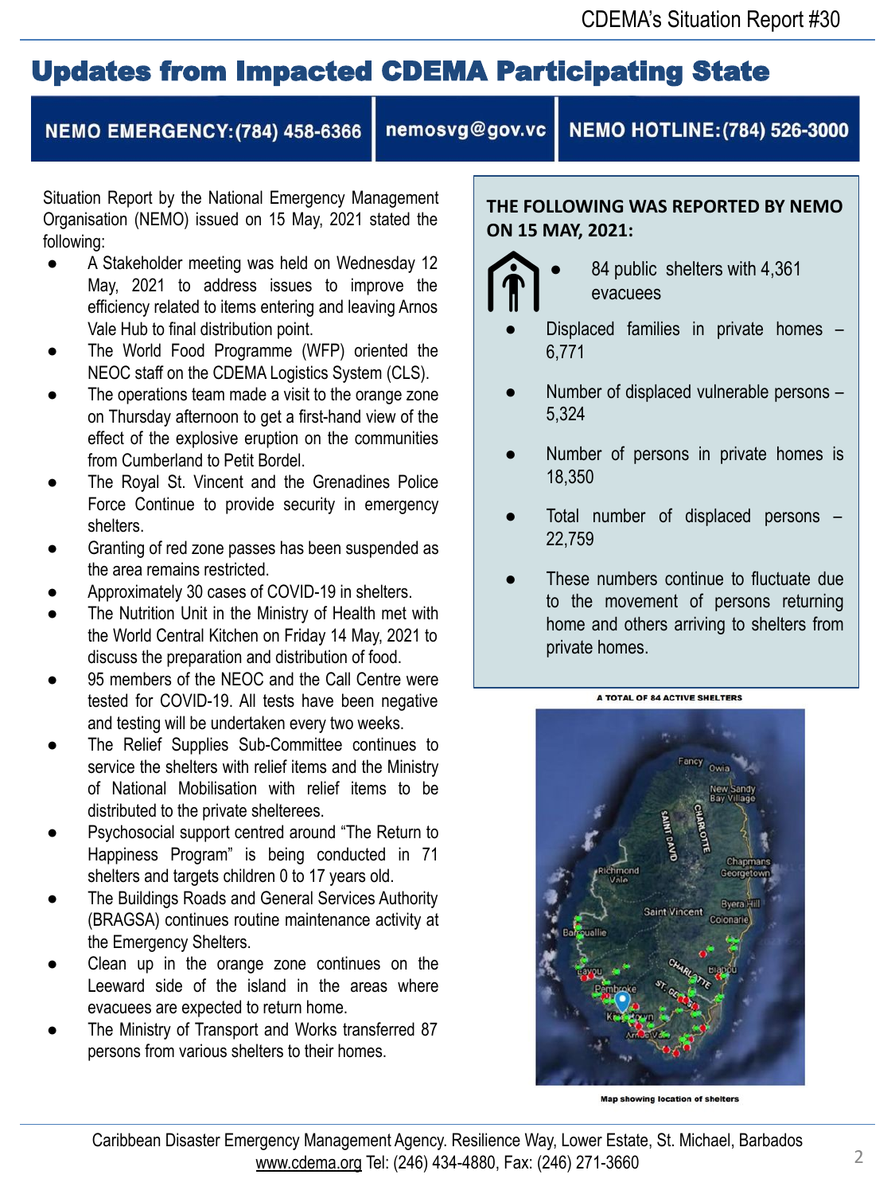## Updates from Impacted CDEMA Participating State

**NEMO EMERGENCY: (784) 458-6366** | **nemosvg@gov.vc** | **NEMO HOTLINE: (784) 526-3000**

Situation Report by the National Emergency Management Organisation (NEMO) issued on 15 May, 2021 stated the following:

- A Stakeholder meeting was held on Wednesday 12 May, 2021 to address issues to improve the efficiency related to items entering and leaving Arnos Vale Hub to final distribution point.
- The World Food Programme (WFP) oriented the NEOC staff on the CDEMA Logistics System (CLS).
- The operations team made a visit to the orange zone on Thursday afternoon to get a first-hand view of the effect of the explosive eruption on the communities from Cumberland to Petit Bordel.
- The Royal St. Vincent and the Grenadines Police Force Continue to provide security in emergency shelters.
- Granting of red zone passes has been suspended as the area remains restricted.
- Approximately 30 cases of COVID-19 in shelters.
- The Nutrition Unit in the Ministry of Health met with the World Central Kitchen on Friday 14 May, 2021 to discuss the preparation and distribution of food.
- 95 members of the NEOC and the Call Centre were tested for COVID-19. All tests have been negative and testing will be undertaken every two weeks.
- The Relief Supplies Sub-Committee continues to service the shelters with relief items and the Ministry of National Mobilisation with relief items to be distributed to the private shelterees.
- Psychosocial support centred around "The Return to Happiness Program" is being conducted in 71 shelters and targets children 0 to 17 years old.
- The Buildings Roads and General Services Authority (BRAGSA) continues routine maintenance activity at the Emergency Shelters.
- Clean up in the orange zone continues on the Leeward side of the island in the areas where evacuees are expected to return home.
- The Ministry of Transport and Works transferred 87 persons from various shelters to their homes.

**THE FOLLOWING WAS REPORTED BY NEMO ON 15 MAY, 2021:**

- 84 public shelters with 4,361 evacuees
- Displaced families in private homes – 6,771
- Number of displaced vulnerable persons – 5,324
- Number of persons in private homes is 18,350
- Total number of displaced persons – 22,759
- These numbers continue to fluctuate due to the movement of persons returning home and others arriving to shelters from private homes.

A TOTAL OF 84 ACTIVE SHELTERS

Map showing location of shelters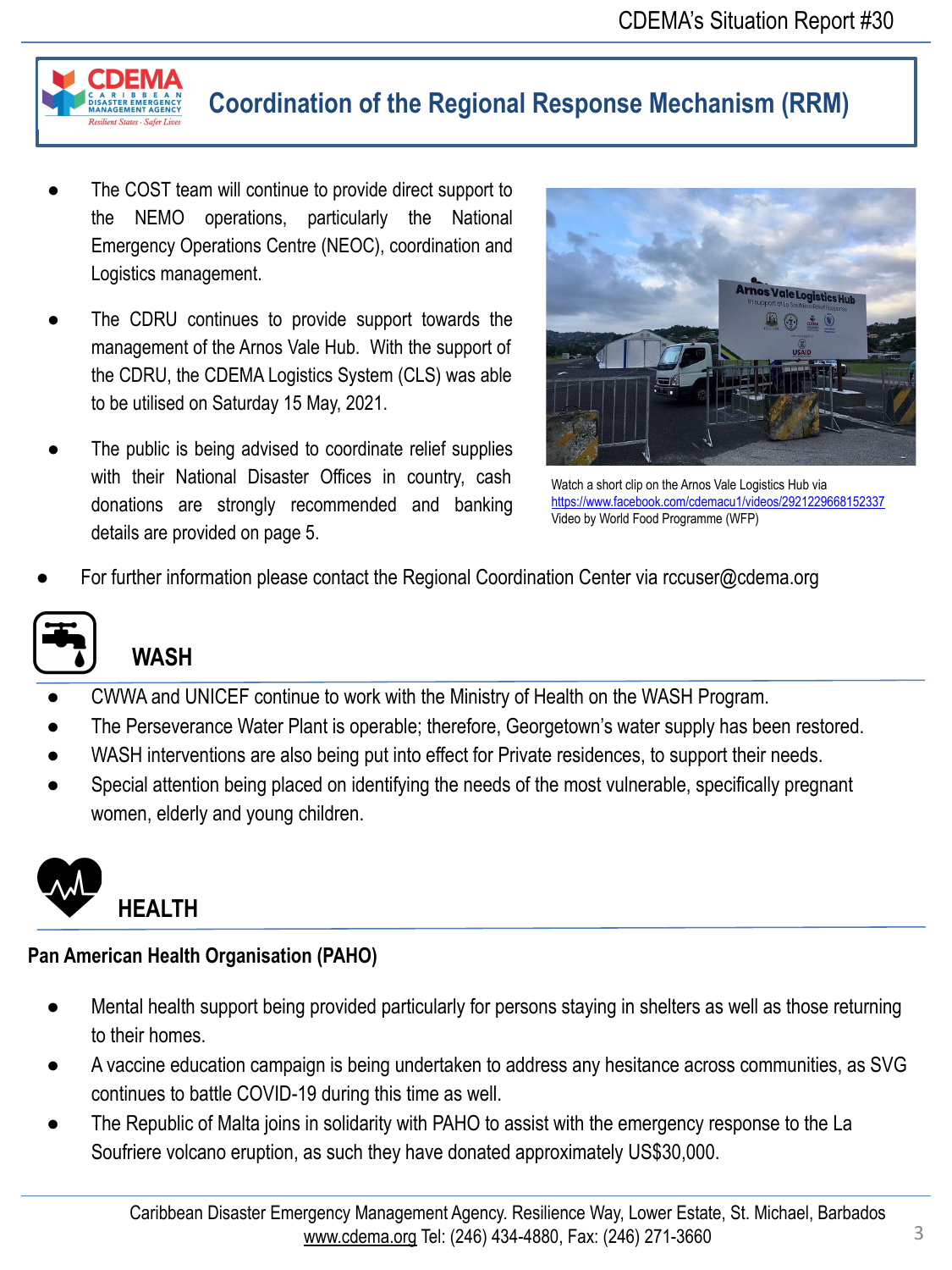## Coordination of the Regional Response Mechanism (RRM)

- The COST team will continue to provide direct support to the NEMO operations, particularly the National Emergency Operations Centre (NEOC), coordination and Logistics management.
- The CDRU continues to provide support towards the management of the Arnos Vale Hub. With the support of the CDRU, the CDEMA Logistics System (CLS) was able to be utilised on Saturday 15 May, 2021.
- The public is being advised to coordinate relief supplies with their National Disaster Offices in country, cash donations are strongly recommended and banking details are provided on page 5.

Watch a short clip on the Arnos Vale Logistics Hub via https://www.facebook.com/cdemacu1/videos/2921229668152337
Video by World Food Programme (WFP)

- For further information please contact the Regional Coordination Center via rccuser@cdema.org

## WASH

- CWWA and UNICEF continue to work with the Ministry of Health on the WASH Program.
- The Perseverance Water Plant is operable; therefore, Georgetown's water supply has been restored.
- WASH interventions are also being put into effect for Private residences, to support their needs.
- Special attention being placed on identifying the needs of the most vulnerable, specifically pregnant women, elderly and young children.

## HEALTH

**Pan American Health Organisation (PAHO)**

- Mental health support being provided particularly for persons staying in shelters as well as those returning to their homes.
- A vaccine education campaign is being undertaken to address any hesitance across communities, as SVG continues to battle COVID-19 during this time as well.
- The Republic of Malta joins in solidarity with PAHO to assist with the emergency response to the La Soufriere volcano eruption, as such they have donated approximately US$30,000.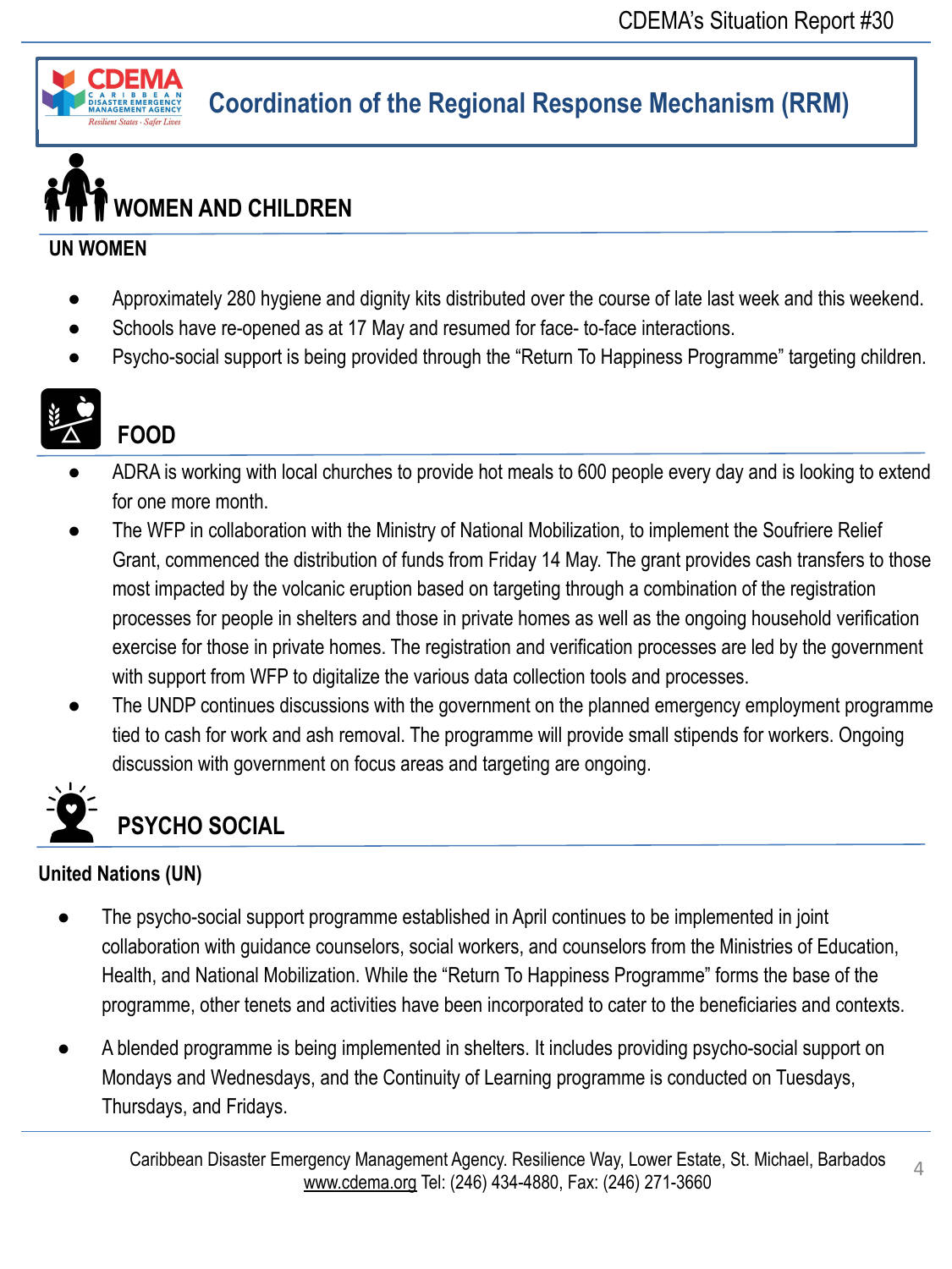## Coordination of the Regional Response Mechanism (RRM)

### WOMEN AND CHILDREN

**UN WOMEN**

- Approximately 280 hygiene and dignity kits distributed over the course of late last week and this weekend.
- Schools have re-opened as at 17 May and resumed for face- to-face interactions.
- Psycho-social support is being provided through the "Return To Happiness Programme" targeting children.

### FOOD

- ADRA is working with local churches to provide hot meals to 600 people every day and is looking to extend for one more month.
- The WFP in collaboration with the Ministry of National Mobilization, to implement the Soufriere Relief Grant, commenced the distribution of funds from Friday 14 May. The grant provides cash transfers to those most impacted by the volcanic eruption based on targeting through a combination of the registration processes for people in shelters and those in private homes as well as the ongoing household verification exercise for those in private homes. The registration and verification processes are led by the government with support from WFP to digitalize the various data collection tools and processes.
- The UNDP continues discussions with the government on the planned emergency employment programme tied to cash for work and ash removal. The programme will provide small stipends for workers. Ongoing discussion with government on focus areas and targeting are ongoing.

### PSYCHO SOCIAL

**United Nations (UN)**

- The psycho-social support programme established in April continues to be implemented in joint collaboration with guidance counselors, social workers, and counselors from the Ministries of Education, Health, and National Mobilization. While the "Return To Happiness Programme" forms the base of the programme, other tenets and activities have been incorporated to cater to the beneficiaries and contexts.
- A blended programme is being implemented in shelters. It includes providing psycho-social support on Mondays and Wednesdays, and the Continuity of Learning programme is conducted on Tuesdays, Thursdays, and Fridays.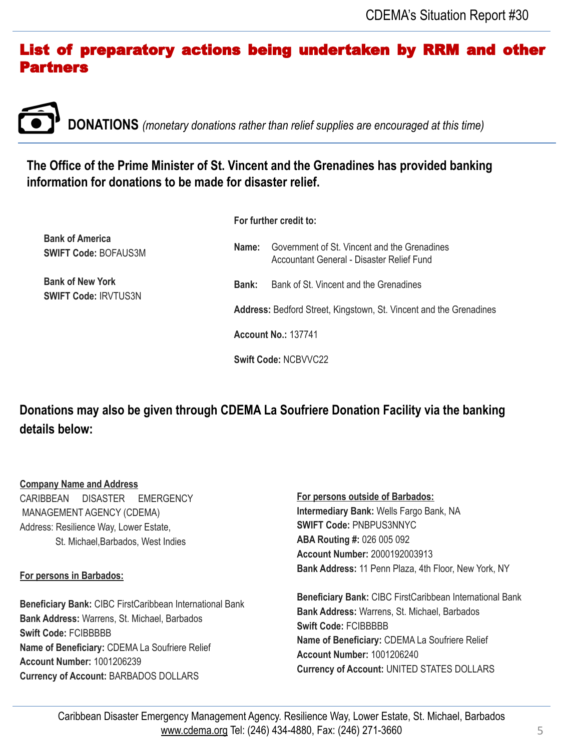## List of preparatory actions being undertaken by RRM and other Partners

**DONATIONS** *(monetary donations rather than relief supplies are encouraged at this time)*

**The Office of the Prime Minister of St. Vincent and the Grenadines has provided banking information for donations to be made for disaster relief.**

**Bank of America**
**SWIFT Code:** BOFAUS3M

**Bank of New York**
**SWIFT Code:** IRVTUS3N

**For further credit to:**

**Name:** Government of St. Vincent and the Grenadines
Accountant General - Disaster Relief Fund

**Bank:** Bank of St. Vincent and the Grenadines

**Address:** Bedford Street, Kingstown, St. Vincent and the Grenadines

**Account No.:** 137741

**Swift Code:** NCBVVC22

**Donations may also be given through CDEMA La Soufriere Donation Facility via the banking details below:**

**Company Name and Address**
CARIBBEAN DISASTER EMERGENCY MANAGEMENT AGENCY (CDEMA)
Address: Resilience Way, Lower Estate, St. Michael,Barbados, West Indies

**For persons in Barbados:**

**Beneficiary Bank:** CIBC FirstCaribbean International Bank
**Bank Address:** Warrens, St. Michael, Barbados
**Swift Code:** FCIBBBBB
**Name of Beneficiary:** CDEMA La Soufriere Relief
**Account Number:** 1001206239
**Currency of Account:** BARBADOS DOLLARS

**For persons outside of Barbados:**

**Intermediary Bank:** Wells Fargo Bank, NA
**SWIFT Code:** PNBPUS3NNYC
**ABA Routing #:** 026 005 092
**Account Number:** 2000192003913
**Bank Address:** 11 Penn Plaza, 4th Floor, New York, NY

**Beneficiary Bank:** CIBC FirstCaribbean International Bank
**Bank Address:** Warrens, St. Michael, Barbados
**Swift Code:** FCIBBBBB
**Name of Beneficiary:** CDEMA La Soufriere Relief
**Account Number:** 1001206240
**Currency of Account:** UNITED STATES DOLLARS